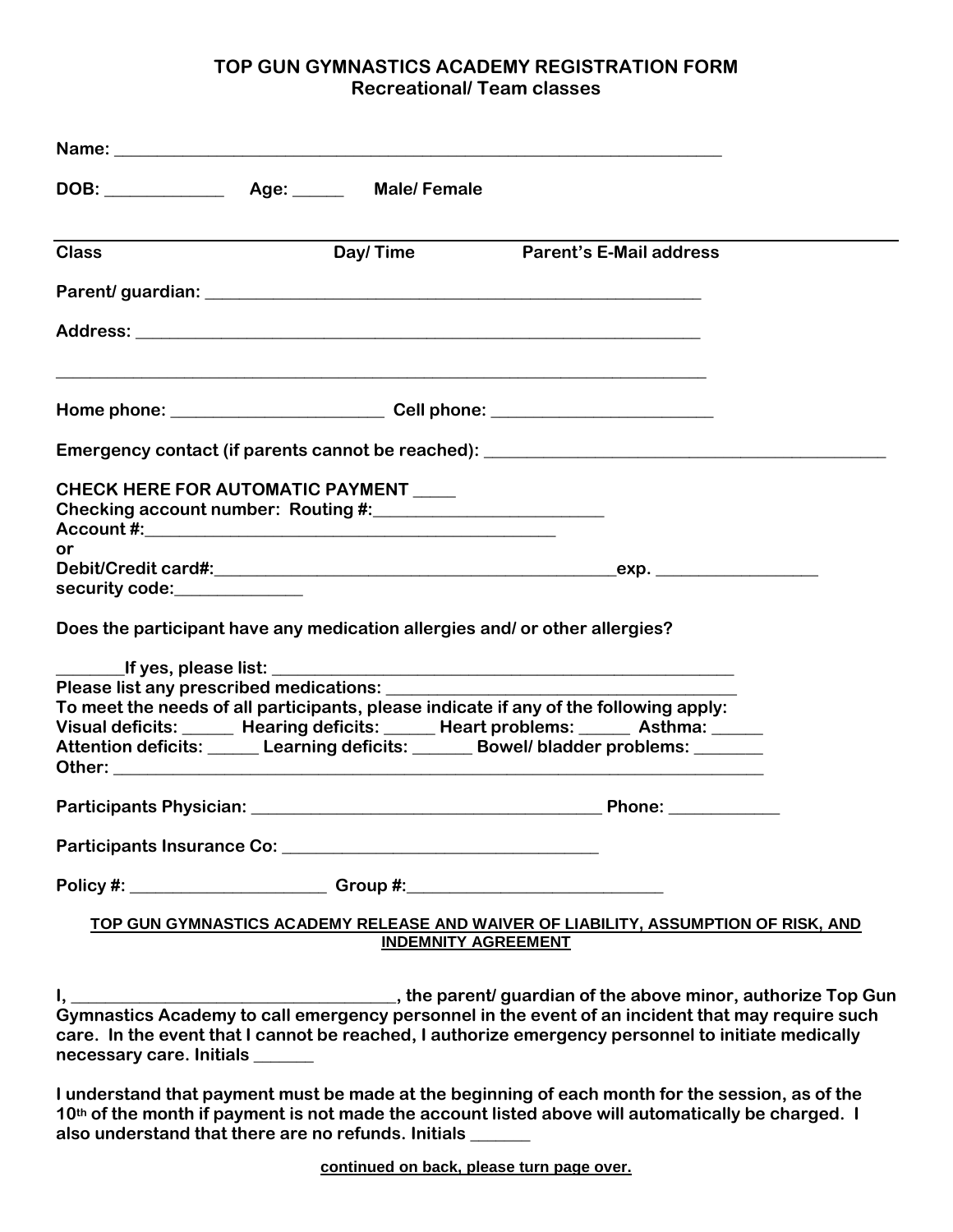# TOP GUN GYMNASTICS ACADEMY REGISTRATION FORM
## Recreational/ Team classes

**Name:** ______________________________________________________________________

**DOB:** _____________ **Age:** ______ **Male/ Female**

---

**Class** **Day/ Time** **Parent's E-Mail address**

**Parent/ guardian:** ________________________________________________________

**Address:** ______________________________________________________________

__________________________________________________________________________

**Home phone:** ________________________ **Cell phone:** ________________________

**Emergency contact (if parents cannot be reached):** _____________________________________________

**CHECK HERE FOR AUTOMATIC PAYMENT** _____
**Checking account number: Routing #:**_________________________
**Account #:**_____________________________________________
**or**
**Debit/Credit card#:**____________________________________________**exp.** _________________
**security code:**______________

**Does the participant have any medication allergies and/ or other allergies?**

_______**If yes, please list:** ____________________________________________________
**Please list any prescribed medications:** ______________________________________
**To meet the needs of all participants, please indicate if any of the following apply:**
**Visual deficits:** ______ **Hearing deficits:** ______ **Heart problems:** ______ **Asthma:** ______
**Attention deficits:** ______ **Learning deficits:** _______ **Bowel/ bladder problems:** _______
**Other:** _________________________________________________________________________

**Participants Physician:** _______________________________________ **Phone:** ____________

**Participants Insurance Co:** ___________________________________

**Policy #:** _____________________ **Group #:**___________________________

**TOP GUN GYMNASTICS ACADEMY RELEASE AND WAIVER OF LIABILITY, ASSUMPTION OF RISK, AND INDEMNITY AGREEMENT**

**I, ____________________________________, the parent/ guardian of the above minor, authorize Top Gun Gymnastics Academy to call emergency personnel in the event of an incident that may require such care. In the event that I cannot be reached, I authorize emergency personnel to initiate medically necessary care. Initials _______**

**I understand that payment must be made at the beginning of each month for the session, as of the 10th of the month if payment is not made the account listed above will automatically be charged. I also understand that there are no refunds. Initials _______**

**continued on back, please turn page over.**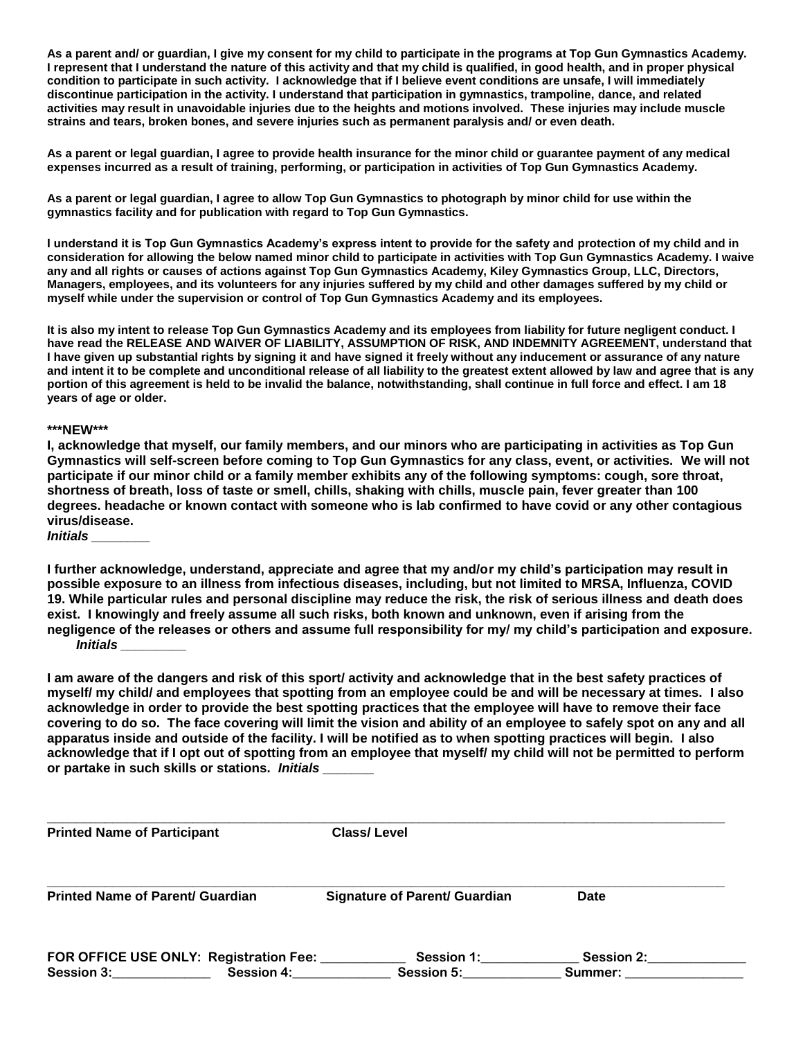**As a parent and/ or guardian, I give my consent for my child to participate in the programs at Top Gun Gymnastics Academy. I represent that I understand the nature of this activity and that my child is qualified, in good health, and in proper physical condition to participate in such activity. I acknowledge that if I believe event conditions are unsafe, I will immediately discontinue participation in the activity. I understand that participation in gymnastics, trampoline, dance, and related activities may result in unavoidable injuries due to the heights and motions involved. These injuries may include muscle strains and tears, broken bones, and severe injuries such as permanent paralysis and/ or even death.**

**As a parent or legal guardian, I agree to provide health insurance for the minor child or guarantee payment of any medical expenses incurred as a result of training, performing, or participation in activities of Top Gun Gymnastics Academy.**

**As a parent or legal guardian, I agree to allow Top Gun Gymnastics to photograph by minor child for use within the gymnastics facility and for publication with regard to Top Gun Gymnastics.**

**I understand it is Top Gun Gymnastics Academy's express intent to provide for the safety and protection of my child and in consideration for allowing the below named minor child to participate in activities with Top Gun Gymnastics Academy. I waive any and all rights or causes of actions against Top Gun Gymnastics Academy, Kiley Gymnastics Group, LLC, Directors, Managers, employees, and its volunteers for any injuries suffered by my child and other damages suffered by my child or myself while under the supervision or control of Top Gun Gymnastics Academy and its employees.**

**It is also my intent to release Top Gun Gymnastics Academy and its employees from liability for future negligent conduct. I have read the RELEASE AND WAIVER OF LIABILITY, ASSUMPTION OF RISK, AND INDEMNITY AGREEMENT, understand that I have given up substantial rights by signing it and have signed it freely without any inducement or assurance of any nature and intent it to be complete and unconditional release of all liability to the greatest extent allowed by law and agree that is any portion of this agreement is held to be invalid the balance, notwithstanding, shall continue in full force and effect. I am 18 years of age or older.**

**\*\*\*NEW\*\*\***

**I, acknowledge that myself, our family members, and our minors who are participating in activities as Top Gun Gymnastics will self-screen before coming to Top Gun Gymnastics for any class, event, or activities. We will not participate if our minor child or a family member exhibits any of the following symptoms: cough, sore throat, shortness of breath, loss of taste or smell, chills, shaking with chills, muscle pain, fever greater than 100 degrees. headache or known contact with someone who is lab confirmed to have covid or any other contagious virus/disease.**
***Initials ________***

**I further acknowledge, understand, appreciate and agree that my and/or my child's participation may result in possible exposure to an illness from infectious diseases, including, but not limited to MRSA, Influenza, COVID 19. While particular rules and personal discipline may reduce the risk, the risk of serious illness and death does exist. I knowingly and freely assume all such risks, both known and unknown, even if arising from the negligence of the releases or others and assume full responsibility for my/ my child's participation and exposure.**
***Initials _________***

**I am aware of the dangers and risk of this sport/ activity and acknowledge that in the best safety practices of myself/ my child/ and employees that spotting from an employee could be and will be necessary at times. I also acknowledge in order to provide the best spotting practices that the employee will have to remove their face covering to do so. The face covering will limit the vision and ability of an employee to safely spot on any and all apparatus inside and outside of the facility. I will be notified as to when spotting practices will begin. I also acknowledge that if I opt out of spotting from an employee that myself/ my child will not be permitted to perform or partake in such skills or stations.** ***Initials _______***

_______________________________________________________________________________________

**Printed Name of Participant** **Class/ Level**

_______________________________________________________________________________________

**Printed Name of Parent/ Guardian** **Signature of Parent/ Guardian** **Date**

**FOR OFFICE USE ONLY: Registration Fee: ____________ Session 1:_____________ Session 2:_____________**
**Session 3:_____________ Session 4:_____________ Session 5:_____________ Summer: ________________**